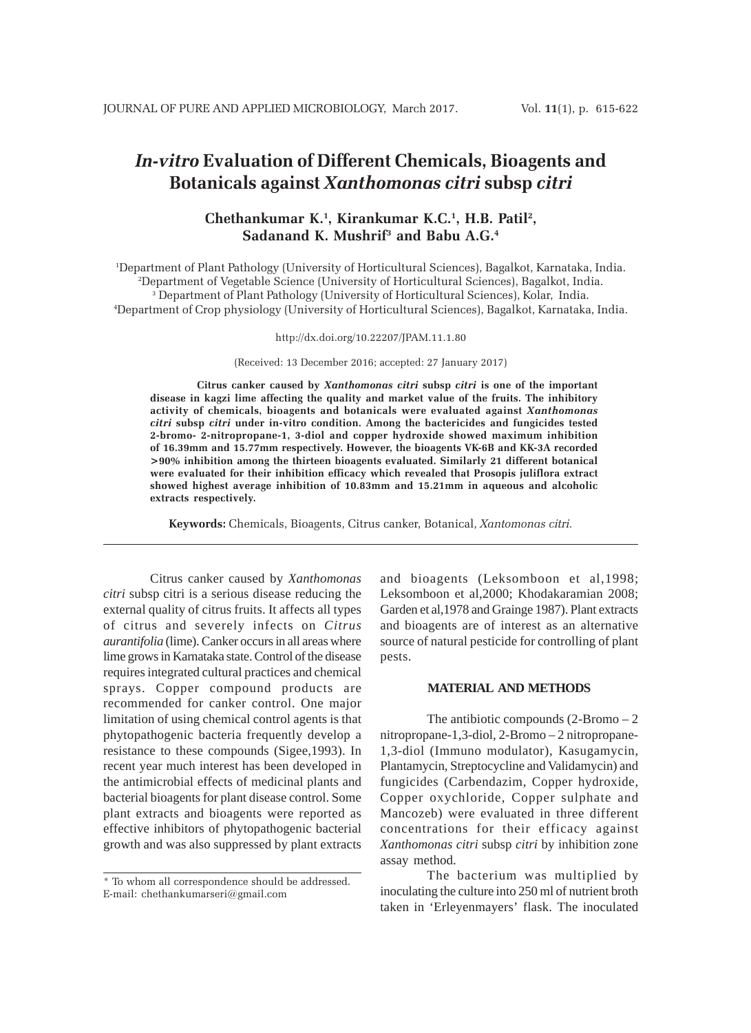# *In-vitro* Evaluation of Different Chemicals, Bioagents and Botanicals against *Xanthomonas citri* subsp *citri*

**Chethankumar K.[1], Kirankumar K.C.[1], H.B. Patil[2], Sadanand K. Mushrif[3] and Babu A.G.[4]**

[1]Department of Plant Pathology (University of Horticultural Sciences), Bagalkot, Karnataka, India.
[2]Department of Vegetable Science (University of Horticultural Sciences), Bagalkot, India.
[3] Department of Plant Pathology (University of Horticultural Sciences), Kolar, India.
[4]Department of Crop physiology (University of Horticultural Sciences), Bagalkot, Karnataka, India.

http://dx.doi.org/10.22207/JPAM.11.1.80

(Received: 13 December 2016; accepted: 27 January 2017)

**Citrus canker caused by *Xanthomonas citri* subsp *citri* is one of the important disease in kagzi lime affecting the quality and market value of the fruits. The inhibitory activity of chemicals, bioagents and botanicals were evaluated against *Xanthomonas citri* subsp *citri* under in-vitro condition. Among the bactericides and fungicides tested 2-bromo- 2-nitropropane-1, 3-diol and copper hydroxide showed maximum inhibition of 16.39mm and 15.77mm respectively. However, the bioagents VK-6B and KK-3A recorded >90% inhibition among the thirteen bioagents evaluated. Similarly 21 different botanical were evaluated for their inhibition efficacy which revealed that Prosopis juliflora extract showed highest average inhibition of 10.83mm and 15.21mm in aqueous and alcoholic extracts respectively.**

**Keywords:** Chemicals, Bioagents, Citrus canker, Botanical, *Xantomonas citri.*

---

Citrus canker caused by *Xanthomonas citri* subsp citri is a serious disease reducing the external quality of citrus fruits. It affects all types of citrus and severely infects on *Citrus aurantifolia* (lime). Canker occurs in all areas where lime grows in Karnataka state. Control of the disease requires integrated cultural practices and chemical sprays. Copper compound products are recommended for canker control. One major limitation of using chemical control agents is that phytopathogenic bacteria frequently develop a resistance to these compounds (Sigee,1993). In recent year much interest has been developed in the antimicrobial effects of medicinal plants and bacterial bioagents for plant disease control. Some plant extracts and bioagents were reported as effective inhibitors of phytopathogenic bacterial growth and was also suppressed by plant extracts and bioagents (Leksomboon et al,1998; Leksomboon et al,2000; Khodakaramian 2008; Garden et al,1978 and Grainge 1987). Plant extracts and bioagents are of interest as an alternative source of natural pesticide for controlling of plant pests.

## MATERIAL AND METHODS

The antibiotic compounds (2-Bromo – 2 nitropropane-1,3-diol, 2-Bromo – 2 nitropropane-1,3-diol (Immuno modulator), Kasugamycin, Plantamycin, Streptocycline and Validamycin) and fungicides (Carbendazim, Copper hydroxide, Copper oxychloride, Copper sulphate and Mancozeb) were evaluated in three different concentrations for their efficacy against *Xanthomonas citri* subsp *citri* by inhibition zone assay method.

The bacterium was multiplied by inoculating the culture into 250 ml of nutrient broth taken in 'Erleyenmayers' flask. The inoculated

---

\* To whom all correspondence should be addressed.
E-mail: chethankumarseri@gmail.com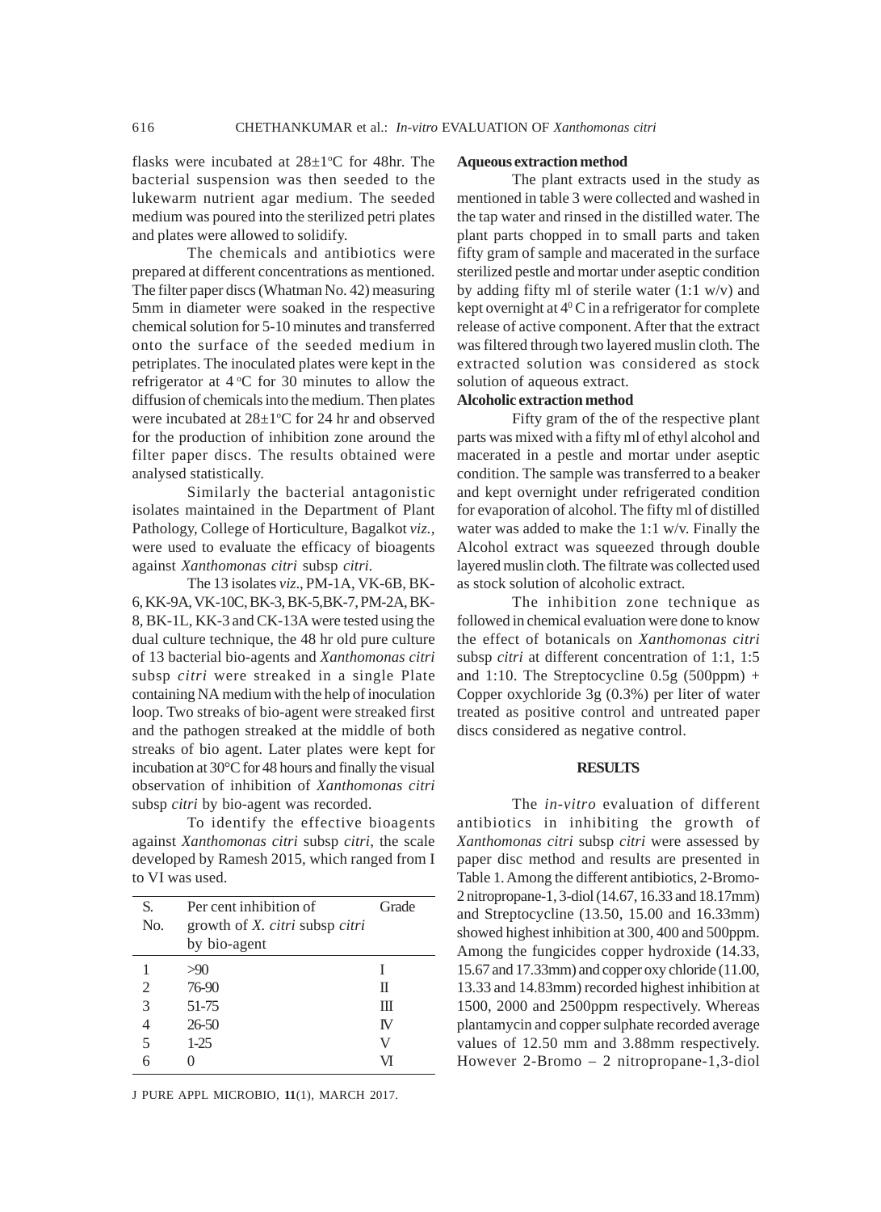flasks were incubated at 28±1°C for 48hr. The bacterial suspension was then seeded to the lukewarm nutrient agar medium. The seeded medium was poured into the sterilized petri plates and plates were allowed to solidify.

The chemicals and antibiotics were prepared at different concentrations as mentioned. The filter paper discs (Whatman No. 42) measuring 5mm in diameter were soaked in the respective chemical solution for 5-10 minutes and transferred onto the surface of the seeded medium in petriplates. The inoculated plates were kept in the refrigerator at 4 °C for 30 minutes to allow the diffusion of chemicals into the medium. Then plates were incubated at 28±1°C for 24 hr and observed for the production of inhibition zone around the filter paper discs. The results obtained were analysed statistically.

Similarly the bacterial antagonistic isolates maintained in the Department of Plant Pathology, College of Horticulture, Bagalkot *viz.*, were used to evaluate the efficacy of bioagents against *Xanthomonas citri* subsp *citri*.

The 13 isolates *viz.*, PM-1A, VK-6B, BK-6, KK-9A, VK-10C, BK-3, BK-5,BK-7, PM-2A, BK-8, BK-1L, KK-3 and CK-13A were tested using the dual culture technique, the 48 hr old pure culture of 13 bacterial bio-agents and *Xanthomonas citri* subsp *citri* were streaked in a single Plate containing NA medium with the help of inoculation loop. Two streaks of bio-agent were streaked first and the pathogen streaked at the middle of both streaks of bio agent. Later plates were kept for incubation at 30°C for 48 hours and finally the visual observation of inhibition of *Xanthomonas citri* subsp *citri* by bio-agent was recorded.

To identify the effective bioagents against *Xanthomonas citri* subsp *citri*, the scale developed by Ramesh 2015, which ranged from I to VI was used.

| S. No. | Per cent inhibition of growth of *X. citri* subsp *citri* by bio-agent | Grade |
|---|---|---|
| 1 | >90 | I |
| 2 | 76-90 | II |
| 3 | 51-75 | III |
| 4 | 26-50 | IV |
| 5 | 1-25 | V |
| 6 | 0 | VI |

**Aqueous extraction method**

The plant extracts used in the study as mentioned in table 3 were collected and washed in the tap water and rinsed in the distilled water. The plant parts chopped in to small parts and taken fifty gram of sample and macerated in the surface sterilized pestle and mortar under aseptic condition by adding fifty ml of sterile water (1:1 w/v) and kept overnight at $4^0$ C in a refrigerator for complete release of active component. After that the extract was filtered through two layered muslin cloth. The extracted solution was considered as stock solution of aqueous extract.

**Alcoholic extraction method**

Fifty gram of the of the respective plant parts was mixed with a fifty ml of ethyl alcohol and macerated in a pestle and mortar under aseptic condition. The sample was transferred to a beaker and kept overnight under refrigerated condition for evaporation of alcohol. The fifty ml of distilled water was added to make the 1:1 w/v. Finally the Alcohol extract was squeezed through double layered muslin cloth. The filtrate was collected used as stock solution of alcoholic extract.

The inhibition zone technique as followed in chemical evaluation were done to know the effect of botanicals on *Xanthomonas citri* subsp *citri* at different concentration of 1:1, 1:5 and 1:10. The Streptocycline 0.5g (500ppm) + Copper oxychloride 3g (0.3%) per liter of water treated as positive control and untreated paper discs considered as negative control.

## RESULTS

The *in-vitro* evaluation of different antibiotics in inhibiting the growth of *Xanthomonas citri* subsp *citri* were assessed by paper disc method and results are presented in Table 1. Among the different antibiotics, 2-Bromo-2 nitropropane-1, 3-diol (14.67, 16.33 and 18.17mm) and Streptocycline (13.50, 15.00 and 16.33mm) showed highest inhibition at 300, 400 and 500ppm. Among the fungicides copper hydroxide (14.33, 15.67 and 17.33mm) and copper oxy chloride (11.00, 13.33 and 14.83mm) recorded highest inhibition at 1500, 2000 and 2500ppm respectively. Whereas plantamycin and copper sulphate recorded average values of 12.50 mm and 3.88mm respectively. However 2-Bromo – 2 nitropropane-1,3-diol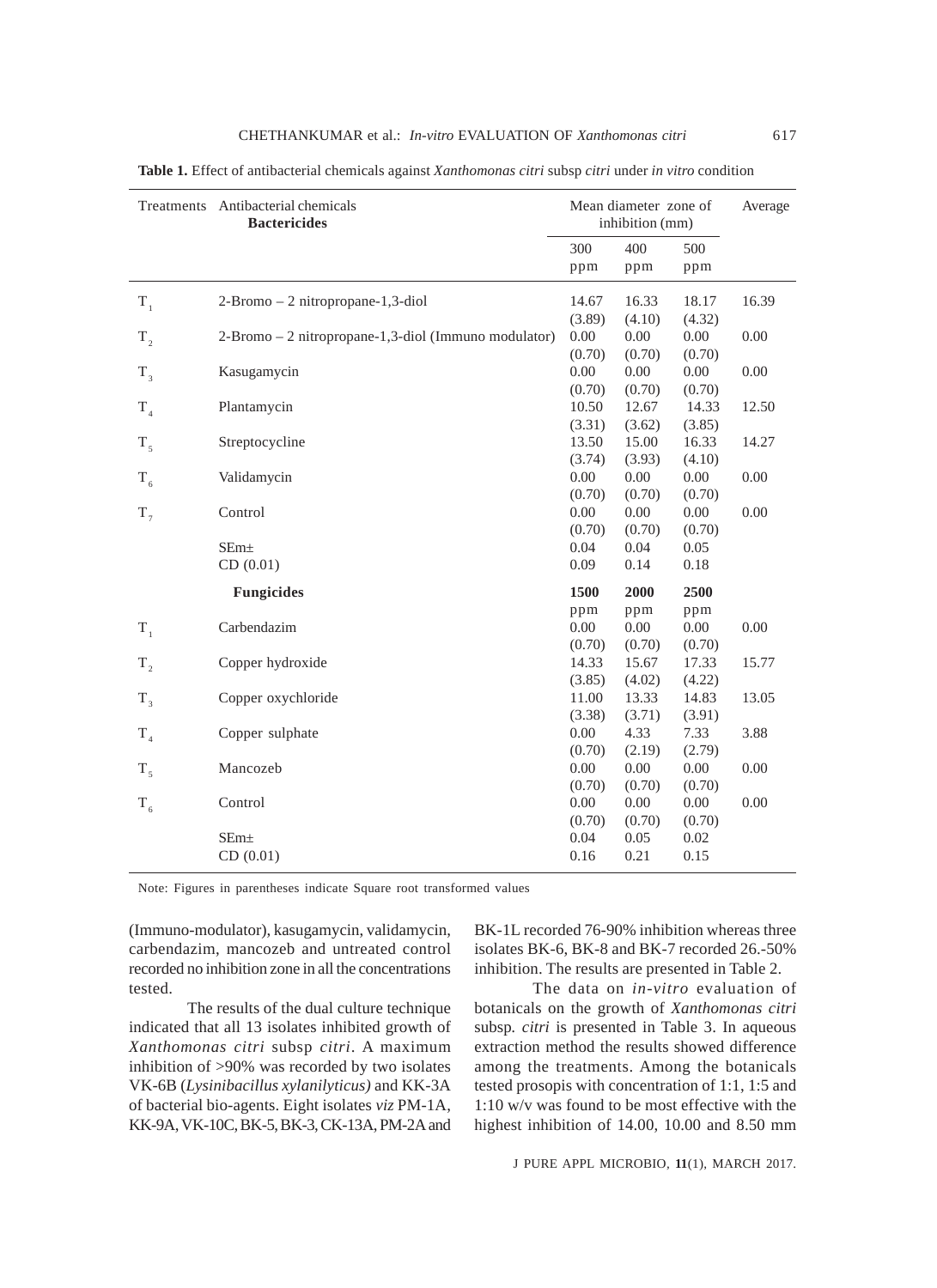**Table 1.** Effect of antibacterial chemicals against *Xanthomonas citri* subsp *citri* under *in vitro* condition

| Treatments | Antibacterial chemicals | Mean diameter zone of inhibition (mm) | | | Average |
|---|---|---|---|---|---|
| | **Bactericides** | 300 ppm | 400 ppm | 500 ppm | |
| $T_1$ | 2-Bromo – 2 nitropropane-1,3-diol | 14.67 (3.89) | 16.33 (4.10) | 18.17 (4.32) | 16.39 |
| $T_2$ | 2-Bromo – 2 nitropropane-1,3-diol (Immuno modulator) | 0.00 (0.70) | 0.00 (0.70) | 0.00 (0.70) | 0.00 |
| $T_3$ | Kasugamycin | 0.00 (0.70) | 0.00 (0.70) | 0.00 (0.70) | 0.00 |
| $T_4$ | Plantamycin | 10.50 (3.31) | 12.67 (3.62) | 14.33 (3.85) | 12.50 |
| $T_5$ | Streptocycline | 13.50 (3.74) | 15.00 (3.93) | 16.33 (4.10) | 14.27 |
| $T_6$ | Validamycin | 0.00 (0.70) | 0.00 (0.70) | 0.00 (0.70) | 0.00 |
| $T_7$ | Control | 0.00 (0.70) | 0.00 (0.70) | 0.00 (0.70) | 0.00 |
| | SEm± | 0.04 | 0.04 | 0.05 | |
| | CD (0.01) | 0.09 | 0.14 | 0.18 | |
| | **Fungicides** | **1500** ppm | **2000** ppm | **2500** ppm | |
| $T_1$ | Carbendazim | 0.00 (0.70) | 0.00 (0.70) | 0.00 (0.70) | 0.00 |
| $T_2$ | Copper hydroxide | 14.33 (3.85) | 15.67 (4.02) | 17.33 (4.22) | 15.77 |
| $T_3$ | Copper oxychloride | 11.00 (3.38) | 13.33 (3.71) | 14.83 (3.91) | 13.05 |
| $T_4$ | Copper sulphate | 0.00 (0.70) | 4.33 (2.19) | 7.33 (2.79) | 3.88 |
| $T_5$ | Mancozeb | 0.00 (0.70) | 0.00 (0.70) | 0.00 (0.70) | 0.00 |
| $T_6$ | Control | 0.00 (0.70) | 0.00 (0.70) | 0.00 (0.70) | 0.00 |
| | SEm± | 0.04 | 0.05 | 0.02 | |
| | CD (0.01) | 0.16 | 0.21 | 0.15 | |

Note: Figures in parentheses indicate Square root transformed values

(Immuno-modulator), kasugamycin, validamycin, carbendazim, mancozeb and untreated control recorded no inhibition zone in all the concentrations tested.

The results of the dual culture technique indicated that all 13 isolates inhibited growth of *Xanthomonas citri* subsp *citri*. A maximum inhibition of >90% was recorded by two isolates VK-6B (*Lysinibacillus xylanilyticus)* and KK-3A of bacterial bio-agents. Eight isolates *viz* PM-1A, KK-9A, VK-10C, BK-5, BK-3, CK-13A, PM-2A and BK-1L recorded 76-90% inhibition whereas three isolates BK-6, BK-8 and BK-7 recorded 26.-50% inhibition. The results are presented in Table 2.

The data on *in-vitro* evaluation of botanicals on the growth of *Xanthomonas citri* subsp. *citri* is presented in Table 3. In aqueous extraction method the results showed difference among the treatments. Among the botanicals tested prosopis with concentration of 1:1, 1:5 and 1:10 w/v was found to be most effective with the highest inhibition of 14.00, 10.00 and 8.50 mm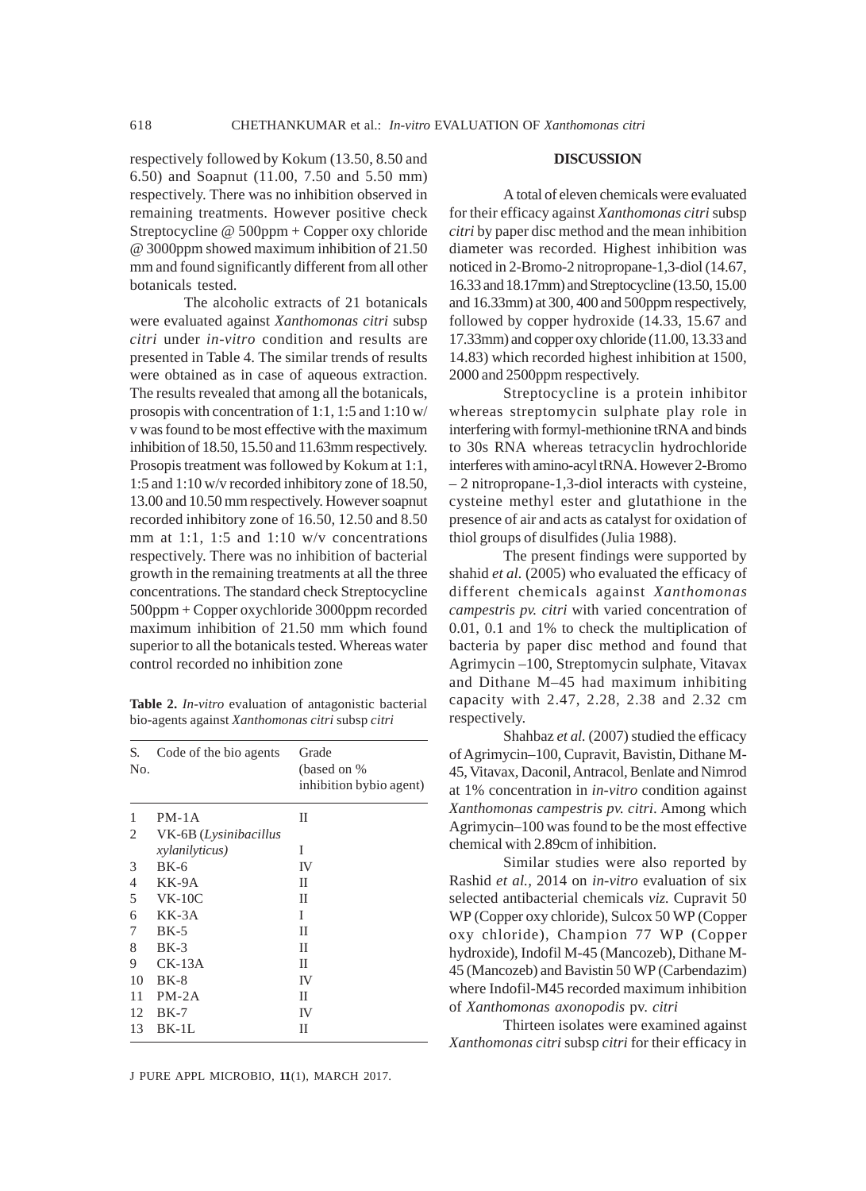respectively followed by Kokum (13.50, 8.50 and 6.50) and Soapnut (11.00, 7.50 and 5.50 mm) respectively. There was no inhibition observed in remaining treatments. However positive check Streptocycline @ 500ppm + Copper oxy chloride @ 3000ppm showed maximum inhibition of 21.50 mm and found significantly different from all other botanicals tested.

The alcoholic extracts of 21 botanicals were evaluated against *Xanthomonas citri* subsp *citri* under *in-vitro* condition and results are presented in Table 4. The similar trends of results were obtained as in case of aqueous extraction. The results revealed that among all the botanicals, prosopis with concentration of 1:1, 1:5 and 1:10 w/v was found to be most effective with the maximum inhibition of 18.50, 15.50 and 11.63mm respectively. Prosopis treatment was followed by Kokum at 1:1, 1:5 and 1:10 w/v recorded inhibitory zone of 18.50, 13.00 and 10.50 mm respectively. However soapnut recorded inhibitory zone of 16.50, 12.50 and 8.50 mm at 1:1, 1:5 and 1:10 w/v concentrations respectively. There was no inhibition of bacterial growth in the remaining treatments at all the three concentrations. The standard check Streptocycline 500ppm + Copper oxychloride 3000ppm recorded maximum inhibition of 21.50 mm which found superior to all the botanicals tested. Whereas water control recorded no inhibition zone

**Table 2.** *In-vitro* evaluation of antagonistic bacterial bio-agents against *Xanthomonas citri* subsp *citri*

| S. No. | Code of the bio agents | Grade (based on % inhibition bybio agent) |
|---|---|---|
| 1 | PM-1A | II |
| 2 | VK-6B (*Lysinibacillus xylanilyticus)* | I |
| 3 | BK-6 | IV |
| 4 | KK-9A | II |
| 5 | VK-10C | II |
| 6 | KK-3A | I |
| 7 | BK-5 | II |
| 8 | BK-3 | II |
| 9 | CK-13A | II |
| 10 | BK-8 | IV |
| 11 | PM-2A | II |
| 12 | BK-7 | IV |
| 13 | BK-1L | II |

## DISCUSSION

A total of eleven chemicals were evaluated for their efficacy against *Xanthomonas citri* subsp *citri* by paper disc method and the mean inhibition diameter was recorded. Highest inhibition was noticed in 2-Bromo-2 nitropropane-1,3-diol (14.67, 16.33 and 18.17mm) and Streptocycline (13.50, 15.00 and 16.33mm) at 300, 400 and 500ppm respectively, followed by copper hydroxide (14.33, 15.67 and 17.33mm) and copper oxy chloride (11.00, 13.33 and 14.83) which recorded highest inhibition at 1500, 2000 and 2500ppm respectively.

Streptocycline is a protein inhibitor whereas streptomycin sulphate play role in interfering with formyl-methionine tRNA and binds to 30s RNA whereas tetracyclin hydrochloride interferes with amino-acyl tRNA. However 2-Bromo – 2 nitropropane-1,3-diol interacts with cysteine, cysteine methyl ester and glutathione in the presence of air and acts as catalyst for oxidation of thiol groups of disulfides (Julia 1988).

The present findings were supported by shahid *et al.* (2005) who evaluated the efficacy of different chemicals against *Xanthomonas campestris pv. citri* with varied concentration of 0.01, 0.1 and 1% to check the multiplication of bacteria by paper disc method and found that Agrimycin –100, Streptomycin sulphate, Vitavax and Dithane M–45 had maximum inhibiting capacity with 2.47, 2.28, 2.38 and 2.32 cm respectively.

Shahbaz *et al.* (2007) studied the efficacy of Agrimycin–100, Cupravit, Bavistin, Dithane M-45, Vitavax, Daconil, Antracol, Benlate and Nimrod at 1% concentration in *in-vitro* condition against *Xanthomonas campestris pv. citri*. Among which Agrimycin–100 was found to be the most effective chemical with 2.89cm of inhibition.

Similar studies were also reported by Rashid *et al.,* 2014 on *in-vitro* evaluation of six selected antibacterial chemicals *viz.* Cupravit 50 WP (Copper oxy chloride), Sulcox 50 WP (Copper oxy chloride), Champion 77 WP (Copper hydroxide), Indofil M-45 (Mancozeb), Dithane M-45 (Mancozeb) and Bavistin 50 WP (Carbendazim) where Indofil-M45 recorded maximum inhibition of *Xanthomonas axonopodis* pv. *citri*

Thirteen isolates were examined against *Xanthomonas citri* subsp *citri* for their efficacy in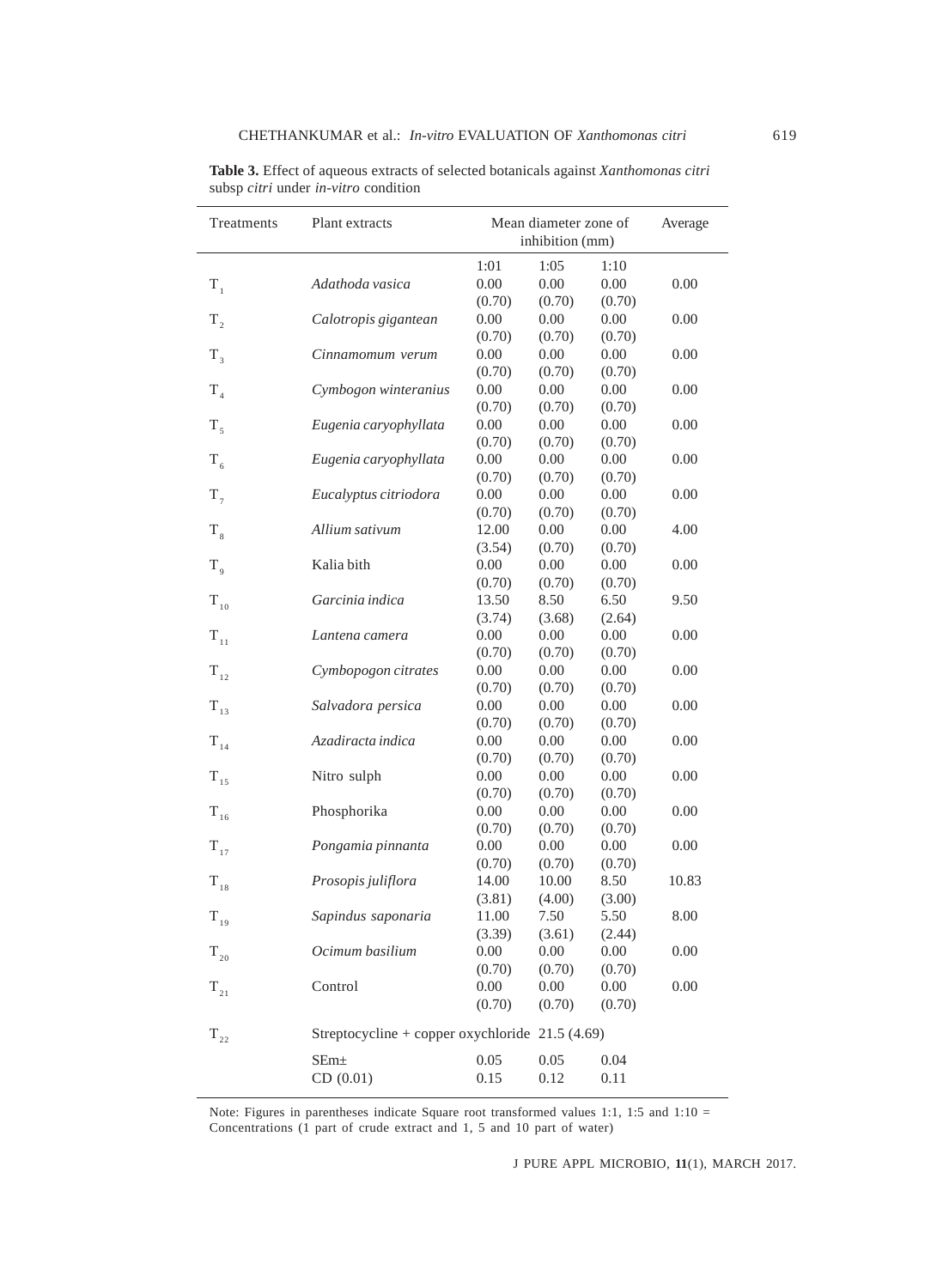**Table 3.** Effect of aqueous extracts of selected botanicals against *Xanthomonas citri* subsp *citri* under *in-vitro* condition

| Treatments | Plant extracts | Mean diameter zone of inhibition (mm) | | | Average |
|---|---|---|---|---|---|
| | | 1:01 | 1:05 | 1:10 | |
| $T_1$ | *Adathoda vasica* | 0.00 (0.70) | 0.00 (0.70) | 0.00 (0.70) | 0.00 |
| $T_2$ | *Calotropis gigantean* | 0.00 (0.70) | 0.00 (0.70) | 0.00 (0.70) | 0.00 |
| $T_3$ | *Cinnamomum verum* | 0.00 (0.70) | 0.00 (0.70) | 0.00 (0.70) | 0.00 |
| $T_4$ | *Cymbogon winteranius* | 0.00 (0.70) | 0.00 (0.70) | 0.00 (0.70) | 0.00 |
| $T_5$ | *Eugenia caryophyllata* | 0.00 (0.70) | 0.00 (0.70) | 0.00 (0.70) | 0.00 |
| $T_6$ | *Eugenia caryophyllata* | 0.00 (0.70) | 0.00 (0.70) | 0.00 (0.70) | 0.00 |
| $T_7$ | *Eucalyptus citriodora* | 0.00 (0.70) | 0.00 (0.70) | 0.00 (0.70) | 0.00 |
| $T_8$ | *Allium sativum* | 12.00 (3.54) | 0.00 (0.70) | 0.00 (0.70) | 4.00 |
| $T_9$ | Kalia bith | 0.00 (0.70) | 0.00 (0.70) | 0.00 (0.70) | 0.00 |
| $T_{10}$ | *Garcinia indica* | 13.50 (3.74) | 8.50 (3.68) | 6.50 (2.64) | 9.50 |
| $T_{11}$ | *Lantena camera* | 0.00 (0.70) | 0.00 (0.70) | 0.00 (0.70) | 0.00 |
| $T_{12}$ | *Cymbopogon citrates* | 0.00 (0.70) | 0.00 (0.70) | 0.00 (0.70) | 0.00 |
| $T_{13}$ | *Salvadora persica* | 0.00 (0.70) | 0.00 (0.70) | 0.00 (0.70) | 0.00 |
| $T_{14}$ | *Azadiracta indica* | 0.00 (0.70) | 0.00 (0.70) | 0.00 (0.70) | 0.00 |
| $T_{15}$ | Nitro sulph | 0.00 (0.70) | 0.00 (0.70) | 0.00 (0.70) | 0.00 |
| $T_{16}$ | Phosphorika | 0.00 (0.70) | 0.00 (0.70) | 0.00 (0.70) | 0.00 |
| $T_{17}$ | *Pongamia pinnanta* | 0.00 (0.70) | 0.00 (0.70) | 0.00 (0.70) | 0.00 |
| $T_{18}$ | *Prosopis juliflora* | 14.00 (3.81) | 10.00 (4.00) | 8.50 (3.00) | 10.83 |
| $T_{19}$ | *Sapindus saponaria* | 11.00 (3.39) | 7.50 (3.61) | 5.50 (2.44) | 8.00 |
| $T_{20}$ | *Ocimum basilium* | 0.00 (0.70) | 0.00 (0.70) | 0.00 (0.70) | 0.00 |
| $T_{21}$ | Control | 0.00 (0.70) | 0.00 (0.70) | 0.00 (0.70) | 0.00 |
| $T_{22}$ | Streptocycline + copper oxychloride | 21.5 (4.69) | | | |
| | SEm± | 0.05 | 0.05 | 0.04 | |
| | CD (0.01) | 0.15 | 0.12 | 0.11 | |

Note: Figures in parentheses indicate Square root transformed values 1:1, 1:5 and 1:10 = Concentrations (1 part of crude extract and 1, 5 and 10 part of water)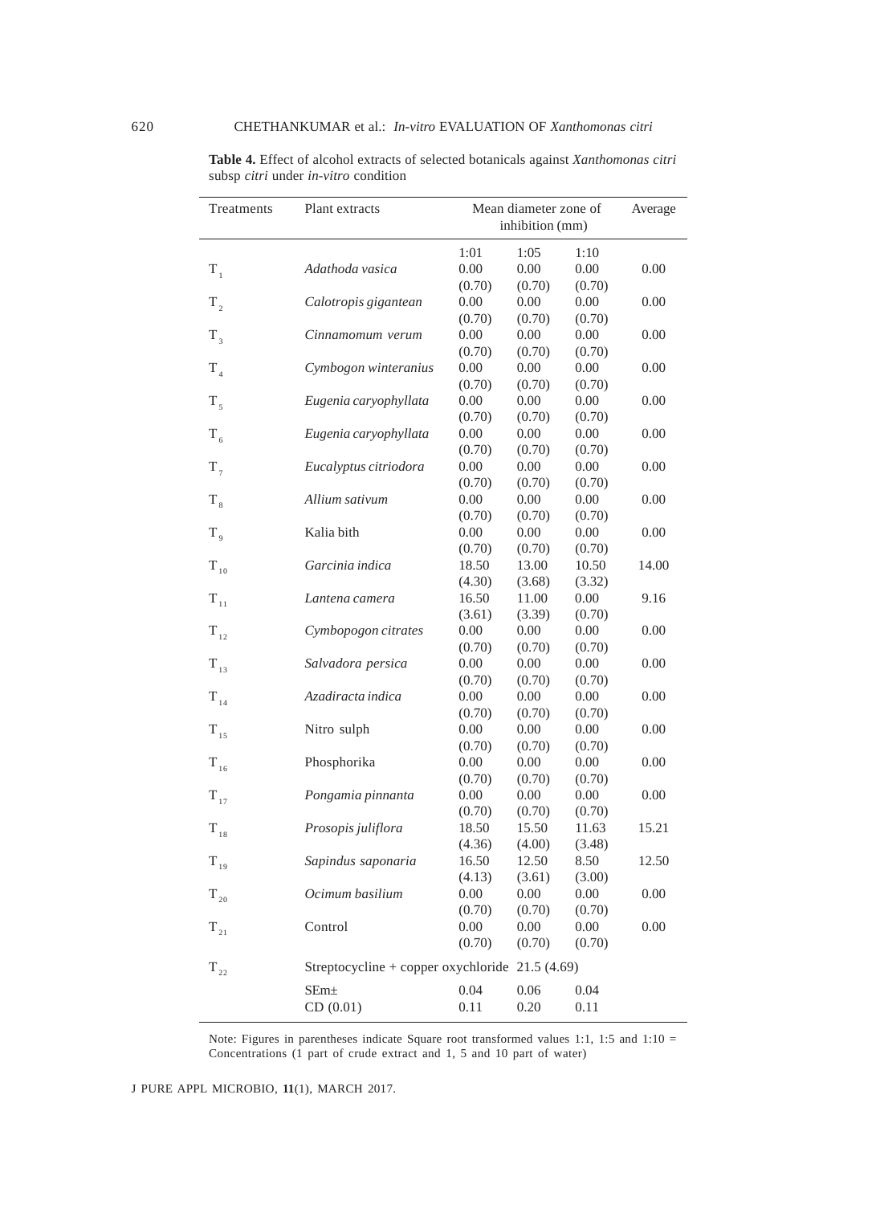**Table 4.** Effect of alcohol extracts of selected botanicals against *Xanthomonas citri* subsp *citri* under *in-vitro* condition

| Treatments | Plant extracts | Mean diameter zone of inhibition (mm) | | | Average |
|---|---|---|---|---|---|
| | | 1:01 | 1:05 | 1:10 | |
| $T_1$ | *Adathoda vasica* | 0.00 (0.70) | 0.00 (0.70) | 0.00 (0.70) | 0.00 |
| $T_2$ | *Calotropis gigantean* | 0.00 (0.70) | 0.00 (0.70) | 0.00 (0.70) | 0.00 |
| $T_3$ | *Cinnamomum verum* | 0.00 (0.70) | 0.00 (0.70) | 0.00 (0.70) | 0.00 |
| $T_4$ | *Cymbogon winteranius* | 0.00 (0.70) | 0.00 (0.70) | 0.00 (0.70) | 0.00 |
| $T_5$ | *Eugenia caryophyllata* | 0.00 (0.70) | 0.00 (0.70) | 0.00 (0.70) | 0.00 |
| $T_6$ | *Eugenia caryophyllata* | 0.00 (0.70) | 0.00 (0.70) | 0.00 (0.70) | 0.00 |
| $T_7$ | *Eucalyptus citriodora* | 0.00 (0.70) | 0.00 (0.70) | 0.00 (0.70) | 0.00 |
| $T_8$ | *Allium sativum* | 0.00 (0.70) | 0.00 (0.70) | 0.00 (0.70) | 0.00 |
| $T_9$ | Kalia bith | 0.00 (0.70) | 0.00 (0.70) | 0.00 (0.70) | 0.00 |
| $T_{10}$ | *Garcinia indica* | 18.50 (4.30) | 13.00 (3.68) | 10.50 (3.32) | 14.00 |
| $T_{11}$ | *Lantena camera* | 16.50 (3.61) | 11.00 (3.39) | 0.00 (0.70) | 9.16 |
| $T_{12}$ | *Cymbopogon citrates* | 0.00 (0.70) | 0.00 (0.70) | 0.00 (0.70) | 0.00 |
| $T_{13}$ | *Salvadora persica* | 0.00 (0.70) | 0.00 (0.70) | 0.00 (0.70) | 0.00 |
| $T_{14}$ | *Azadiracta indica* | 0.00 (0.70) | 0.00 (0.70) | 0.00 (0.70) | 0.00 |
| $T_{15}$ | Nitro sulph | 0.00 (0.70) | 0.00 (0.70) | 0.00 (0.70) | 0.00 |
| $T_{16}$ | Phosphorika | 0.00 (0.70) | 0.00 (0.70) | 0.00 (0.70) | 0.00 |
| $T_{17}$ | *Pongamia pinnanta* | 0.00 (0.70) | 0.00 (0.70) | 0.00 (0.70) | 0.00 |
| $T_{18}$ | *Prosopis juliflora* | 18.50 (4.36) | 15.50 (4.00) | 11.63 (3.48) | 15.21 |
| $T_{19}$ | *Sapindus saponaria* | 16.50 (4.13) | 12.50 (3.61) | 8.50 (3.00) | 12.50 |
| $T_{20}$ | *Ocimum basilium* | 0.00 (0.70) | 0.00 (0.70) | 0.00 (0.70) | 0.00 |
| $T_{21}$ | Control | 0.00 (0.70) | 0.00 (0.70) | 0.00 (0.70) | 0.00 |
| $T_{22}$ | Streptocycline + copper oxychloride 21.5 (4.69) | | | | |
| | SEm± | 0.04 | 0.06 | 0.04 | |
| | CD (0.01) | 0.11 | 0.20 | 0.11 | |

Note: Figures in parentheses indicate Square root transformed values 1:1, 1:5 and 1:10 = Concentrations (1 part of crude extract and 1, 5 and 10 part of water)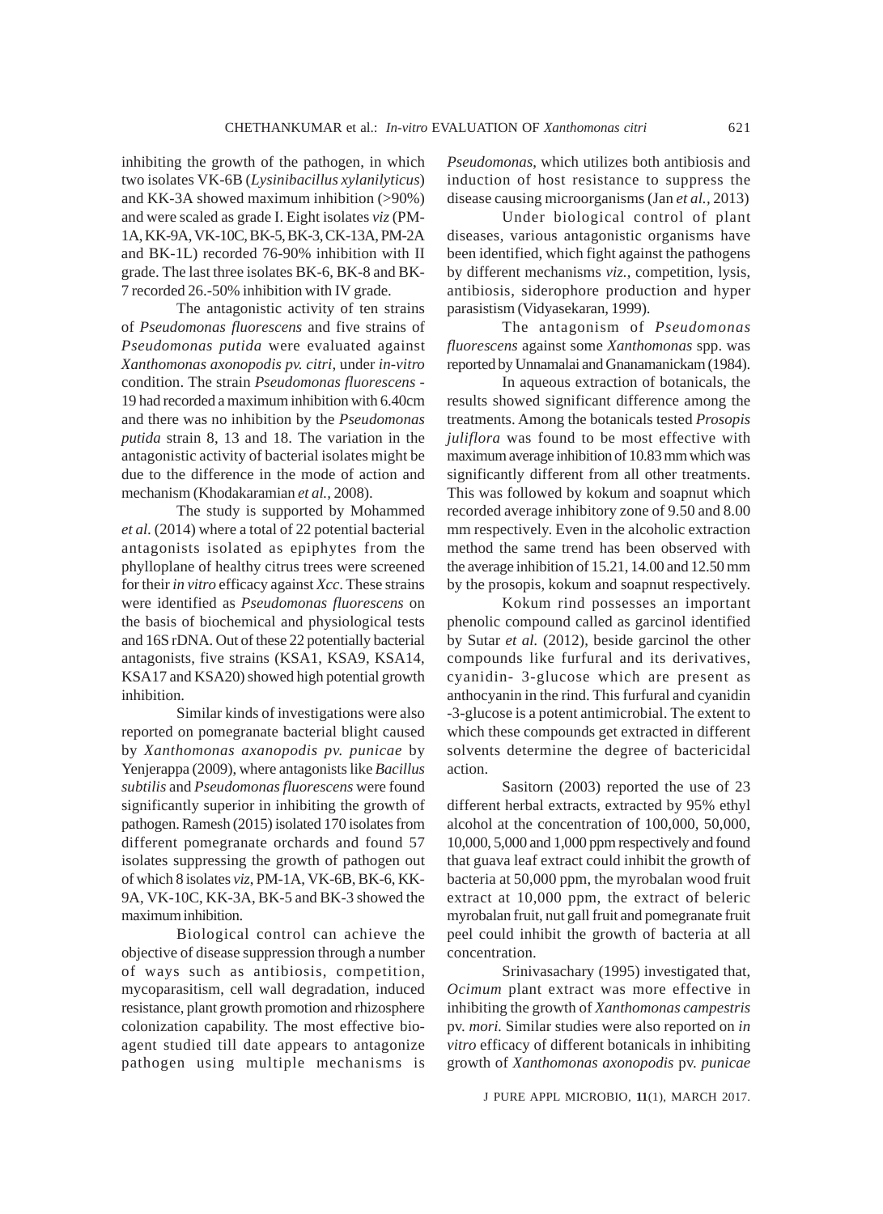inhibiting the growth of the pathogen, in which two isolates VK-6B (*Lysinibacillus xylanilyticus*) and KK-3A showed maximum inhibition (>90%) and were scaled as grade I. Eight isolates *viz* (PM-1A, KK-9A, VK-10C, BK-5, BK-3, CK-13A, PM-2A and BK-1L) recorded 76-90% inhibition with II grade. The last three isolates BK-6, BK-8 and BK-7 recorded 26.-50% inhibition with IV grade.

The antagonistic activity of ten strains of *Pseudomonas fluorescens* and five strains of *Pseudomonas putida* were evaluated against *Xanthomonas axonopodis pv. citri*, under *in-vitro* condition. The strain *Pseudomonas fluorescens* -19 had recorded a maximum inhibition with 6.40cm and there was no inhibition by the *Pseudomonas putida* strain 8, 13 and 18. The variation in the antagonistic activity of bacterial isolates might be due to the difference in the mode of action and mechanism (Khodakaramian *et al.,* 2008).

The study is supported by Mohammed *et al.* (2014) where a total of 22 potential bacterial antagonists isolated as epiphytes from the phylloplane of healthy citrus trees were screened for their *in vitro* efficacy against *Xcc*. These strains were identified as *Pseudomonas fluorescens* on the basis of biochemical and physiological tests and 16S rDNA. Out of these 22 potentially bacterial antagonists, five strains (KSA1, KSA9, KSA14, KSA17 and KSA20) showed high potential growth inhibition.

Similar kinds of investigations were also reported on pomegranate bacterial blight caused by *Xanthomonas axanopodis pv. punicae* by Yenjerappa (2009), where antagonists like *Bacillus subtilis* and *Pseudomonas fluorescens* were found significantly superior in inhibiting the growth of pathogen. Ramesh (2015) isolated 170 isolates from different pomegranate orchards and found 57 isolates suppressing the growth of pathogen out of which 8 isolates *viz,* PM-1A, VK-6B, BK-6, KK-9A, VK-10C, KK-3A, BK-5 and BK-3 showed the maximum inhibition.

Biological control can achieve the objective of disease suppression through a number of ways such as antibiosis, competition, mycoparasitism, cell wall degradation, induced resistance, plant growth promotion and rhizosphere colonization capability. The most effective bio-agent studied till date appears to antagonize pathogen using multiple mechanisms is *Pseudomonas*, which utilizes both antibiosis and induction of host resistance to suppress the disease causing microorganisms (Jan *et al.,* 2013)

Under biological control of plant diseases, various antagonistic organisms have been identified, which fight against the pathogens by different mechanisms *viz.,* competition, lysis, antibiosis, siderophore production and hyper parasistism (Vidyasekaran, 1999).

The antagonism of *Pseudomonas fluorescens* against some *Xanthomonas* spp. was reported by Unnamalai and Gnanamanickam (1984).

In aqueous extraction of botanicals, the results showed significant difference among the treatments. Among the botanicals tested *Prosopis juliflora* was found to be most effective with maximum average inhibition of 10.83 mm which was significantly different from all other treatments. This was followed by kokum and soapnut which recorded average inhibitory zone of 9.50 and 8.00 mm respectively. Even in the alcoholic extraction method the same trend has been observed with the average inhibition of 15.21, 14.00 and 12.50 mm by the prosopis, kokum and soapnut respectively.

Kokum rind possesses an important phenolic compound called as garcinol identified by Sutar *et al.* (2012), beside garcinol the other compounds like furfural and its derivatives, cyanidin- 3-glucose which are present as anthocyanin in the rind. This furfural and cyanidin -3-glucose is a potent antimicrobial. The extent to which these compounds get extracted in different solvents determine the degree of bactericidal action.

Sasitorn (2003) reported the use of 23 different herbal extracts, extracted by 95% ethyl alcohol at the concentration of 100,000, 50,000, 10,000, 5,000 and 1,000 ppm respectively and found that guava leaf extract could inhibit the growth of bacteria at 50,000 ppm, the myrobalan wood fruit extract at 10,000 ppm, the extract of beleric myrobalan fruit, nut gall fruit and pomegranate fruit peel could inhibit the growth of bacteria at all concentration.

Srinivasachary (1995) investigated that, *Ocimum* plant extract was more effective in inhibiting the growth of *Xanthomonas campestris* pv. *mori.* Similar studies were also reported on *in vitro* efficacy of different botanicals in inhibiting growth of *Xanthomonas axonopodis* pv. *punicae*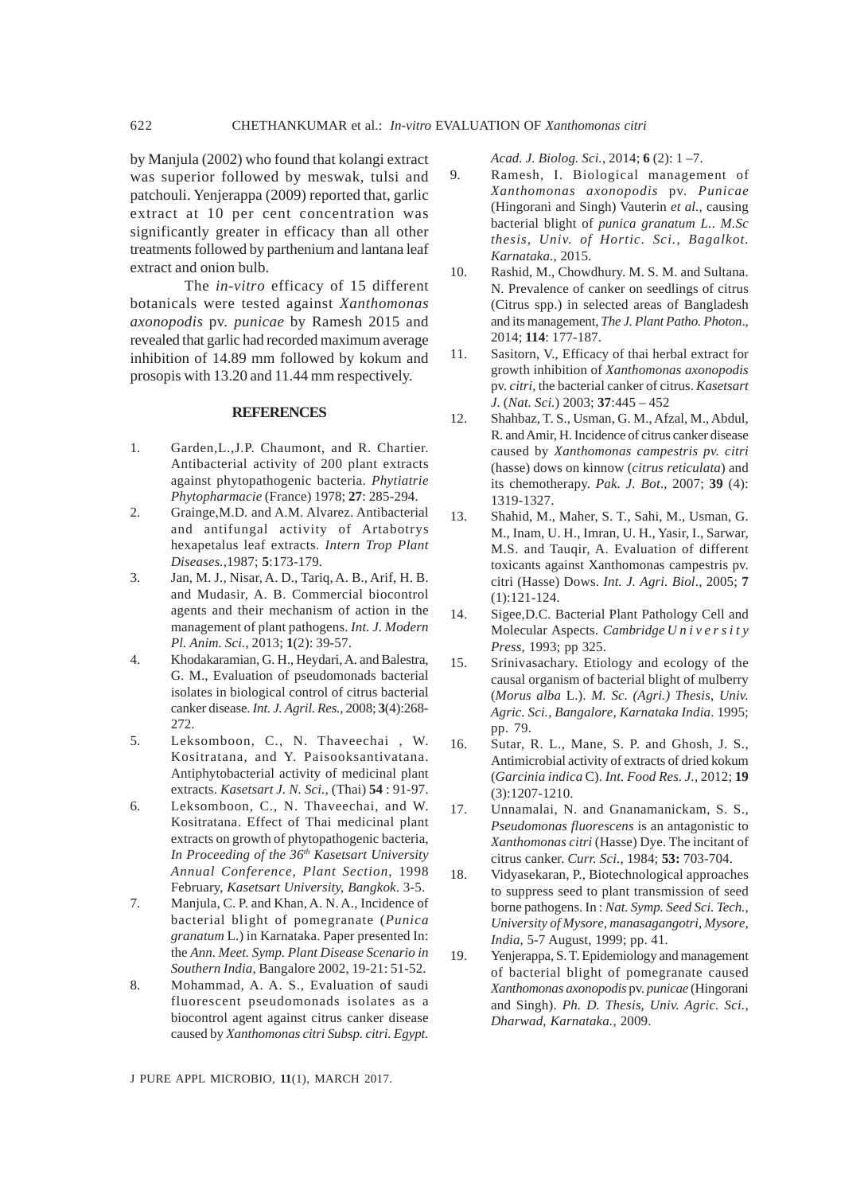by Manjula (2002) who found that kolangi extract was superior followed by meswak, tulsi and patchouli. Yenjerappa (2009) reported that, garlic extract at 10 per cent concentration was significantly greater in efficacy than all other treatments followed by parthenium and lantana leaf extract and onion bulb.

The *in-vitro* efficacy of 15 different botanicals were tested against *Xanthomonas axonopodis* pv. *punicae* by Ramesh 2015 and revealed that garlic had recorded maximum average inhibition of 14.89 mm followed by kokum and prosopis with 13.20 and 11.44 mm respectively.

## REFERENCES

1. Garden,L.,J.P. Chaumont, and R. Chartier. Antibacterial activity of 200 plant extracts against phytopathogenic bacteria. *Phytiatrie Phytopharmacie* (France) 1978; **27**: 285-294.
2. Grainge,M.D. and A.M. Alvarez. Antibacterial and antifungal activity of Artabotrys hexapetalus leaf extracts. *Intern Trop Plant Diseases.*,1987; **5**:173-179.
3. Jan, M. J., Nisar, A. D., Tariq, A. B., Arif, H. B. and Mudasir, A. B. Commercial biocontrol agents and their mechanism of action in the management of plant pathogens. *Int. J. Modern Pl. Anim. Sci.*, 2013; **1**(2): 39-57.
4. Khodakaramian, G. H., Heydari, A. and Balestra, G. M., Evaluation of pseudomonads bacterial isolates in biological control of citrus bacterial canker disease. *Int. J. Agril. Res.*, 2008; **3**(4):268-272.
5. Leksomboon, C., N. Thaveechai , W. Kositratana, and Y. Paisooksantivatana. Antiphytobacterial activity of medicinal plant extracts. *Kasetsart J. N. Sci.*, (Thai) **54** : 91-97.
6. Leksomboon, C., N. Thaveechai, and W. Kositratana. Effect of Thai medicinal plant extracts on growth of phytopathogenic bacteria, *In Proceeding of the 36th Kasetsart University Annual Conference, Plant Section*, 1998 February, *Kasetsart University, Bangkok*. 3-5.
7. Manjula, C. P. and Khan, A. N. A., Incidence of bacterial blight of pomegranate (*Punica granatum* L.) in Karnataka. Paper presented In: the *Ann. Meet. Symp. Plant Disease Scenario in Southern India*, Bangalore 2002, 19-21: 51-52.
8. Mohammad, A. A. S., Evaluation of saudi fluorescent pseudomonads isolates as a biocontrol agent against citrus canker disease caused by *Xanthomonas citri Subsp. citri. Egypt. Acad. J. Biolog. Sci.*, 2014; **6** (2): 1 –7.
9. Ramesh, I. Biological management of *Xanthomonas axonopodis* pv. *Punicae* (Hingorani and Singh) Vauterin *et al.*, causing bacterial blight of *punica granatum L.. M.Sc thesis, Univ. of Hortic. Sci., Bagalkot. Karnataka.*, 2015.
10. Rashid, M., Chowdhury. M. S. M. and Sultana. N. Prevalence of canker on seedlings of citrus (Citrus spp.) in selected areas of Bangladesh and its management, *The J. Plant Patho. Photon*., 2014; **114**: 177-187.
11. Sasitorn, V., Efficacy of thai herbal extract for growth inhibition of *Xanthomonas axonopodis* pv. *citri*, the bacterial canker of citrus. *Kasetsart J.* (*Nat. Sci.*) 2003; **37**:445 – 452
12. Shahbaz, T. S., Usman, G. M., Afzal, M., Abdul, R. and Amir, H. Incidence of citrus canker disease caused by *Xanthomonas campestris pv. citri* (hasse) dows on kinnow (*citrus reticulata*) and its chemotherapy. *Pak. J. Bot*., 2007; **39** (4): 1319-1327.
13. Shahid, M., Maher, S. T., Sahi, M., Usman, G. M., Inam, U. H., Imran, U. H., Yasir, I., Sarwar, M.S. and Tauqir, A. Evaluation of different toxicants against Xanthomonas campestris pv. citri (Hasse) Dows. *Int. J. Agri. Biol*., 2005; **7** (1):121-124.
14. Sigee,D.C. Bacterial Plant Pathology Cell and Molecular Aspects. *Cambridge University Press*, 1993; pp 325.
15. Srinivasachary. Etiology and ecology of the causal organism of bacterial blight of mulberry (*Morus alba* L.). *M. Sc. (Agri.) Thesis, Univ. Agric. Sci., Bangalore, Karnataka India*. 1995; pp. 79.
16. Sutar, R. L., Mane, S. P. and Ghosh, J. S., Antimicrobial activity of extracts of dried kokum (*Garcinia indica* C). *Int. Food Res. J.*, 2012; **19** (3):1207-1210.
17. Unnamalai, N. and Gnanamanickam, S. S., *Pseudomonas fluorescens* is an antagonistic to *Xanthomonas citri* (Hasse) Dye. The incitant of citrus canker. *Curr. Sci.*, 1984; **53:** 703-704.
18. Vidyasekaran, P., Biotechnological approaches to suppress seed to plant transmission of seed borne pathogens. In : *Nat. Symp. Seed Sci. Tech., University of Mysore, manasagangotri, Mysore, India*, 5-7 August, 1999; pp. 41.
19. Yenjerappa, S. T. Epidemiology and management of bacterial blight of pomegranate caused *Xanthomonas axonopodis* pv. *punicae* (Hingorani and Singh). *Ph. D. Thesis, Univ. Agric. Sci., Dharwad, Karnataka.*, 2009.